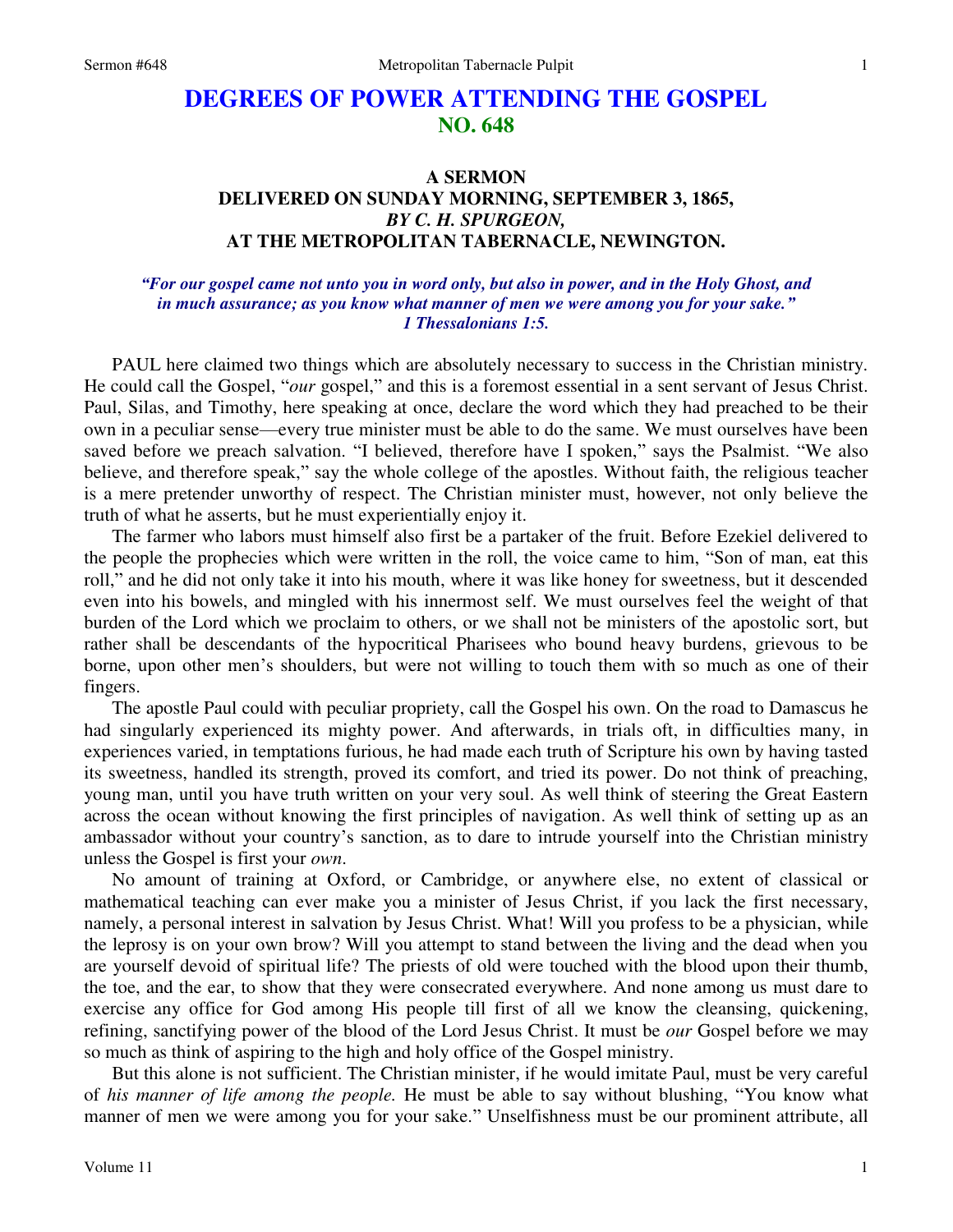# DEGREES OF POWER ATTENDING THE GOSPEL
## NO. 648

### A SERMON
### DELIVERED ON SUNDAY MORNING, SEPTEMBER 3, 1865,
### *BY C. H. SPURGEON,*
### AT THE METROPOLITAN TABERNACLE, NEWINGTON.

***"For our gospel came not unto you in word only, but also in power, and in the Holy Ghost, and in much assurance; as you know what manner of men we were among you for your sake." 1 Thessalonians 1:5.***

PAUL here claimed two things which are absolutely necessary to success in the Christian ministry. He could call the Gospel, "*our* gospel," and this is a foremost essential in a sent servant of Jesus Christ. Paul, Silas, and Timothy, here speaking at once, declare the word which they had preached to be their own in a peculiar sense—every true minister must be able to do the same. We must ourselves have been saved before we preach salvation. "I believed, therefore have I spoken," says the Psalmist. "We also believe, and therefore speak," say the whole college of the apostles. Without faith, the religious teacher is a mere pretender unworthy of respect. The Christian minister must, however, not only believe the truth of what he asserts, but he must experientially enjoy it.

The farmer who labors must himself also first be a partaker of the fruit. Before Ezekiel delivered to the people the prophecies which were written in the roll, the voice came to him, "Son of man, eat this roll," and he did not only take it into his mouth, where it was like honey for sweetness, but it descended even into his bowels, and mingled with his innermost self. We must ourselves feel the weight of that burden of the Lord which we proclaim to others, or we shall not be ministers of the apostolic sort, but rather shall be descendants of the hypocritical Pharisees who bound heavy burdens, grievous to be borne, upon other men's shoulders, but were not willing to touch them with so much as one of their fingers.

The apostle Paul could with peculiar propriety, call the Gospel his own. On the road to Damascus he had singularly experienced its mighty power. And afterwards, in trials oft, in difficulties many, in experiences varied, in temptations furious, he had made each truth of Scripture his own by having tasted its sweetness, handled its strength, proved its comfort, and tried its power. Do not think of preaching, young man, until you have truth written on your very soul. As well think of steering the Great Eastern across the ocean without knowing the first principles of navigation. As well think of setting up as an ambassador without your country's sanction, as to dare to intrude yourself into the Christian ministry unless the Gospel is first your *own*.

No amount of training at Oxford, or Cambridge, or anywhere else, no extent of classical or mathematical teaching can ever make you a minister of Jesus Christ, if you lack the first necessary, namely, a personal interest in salvation by Jesus Christ. What! Will you profess to be a physician, while the leprosy is on your own brow? Will you attempt to stand between the living and the dead when you are yourself devoid of spiritual life? The priests of old were touched with the blood upon their thumb, the toe, and the ear, to show that they were consecrated everywhere. And none among us must dare to exercise any office for God among His people till first of all we know the cleansing, quickening, refining, sanctifying power of the blood of the Lord Jesus Christ. It must be *our* Gospel before we may so much as think of aspiring to the high and holy office of the Gospel ministry.

But this alone is not sufficient. The Christian minister, if he would imitate Paul, must be very careful of *his manner of life among the people.* He must be able to say without blushing, "You know what manner of men we were among you for your sake." Unselfishness must be our prominent attribute, all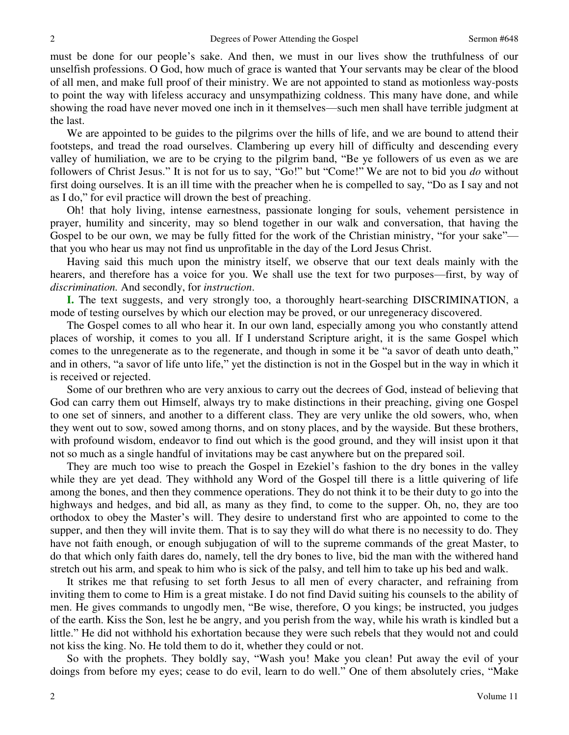must be done for our people's sake. And then, we must in our lives show the truthfulness of our unselfish professions. O God, how much of grace is wanted that Your servants may be clear of the blood of all men, and make full proof of their ministry. We are not appointed to stand as motionless way-posts to point the way with lifeless accuracy and unsympathizing coldness. This many have done, and while showing the road have never moved one inch in it themselves—such men shall have terrible judgment at the last.

We are appointed to be guides to the pilgrims over the hills of life, and we are bound to attend their footsteps, and tread the road ourselves. Clambering up every hill of difficulty and descending every valley of humiliation, we are to be crying to the pilgrim band, "Be ye followers of us even as we are followers of Christ Jesus." It is not for us to say, "Go!" but "Come!" We are not to bid you *do* without first doing ourselves. It is an ill time with the preacher when he is compelled to say, "Do as I say and not as I do," for evil practice will drown the best of preaching.

Oh! that holy living, intense earnestness, passionate longing for souls, vehement persistence in prayer, humility and sincerity, may so blend together in our walk and conversation, that having the Gospel to be our own, we may be fully fitted for the work of the Christian ministry, "for your sake"—that you who hear us may not find us unprofitable in the day of the Lord Jesus Christ.

Having said this much upon the ministry itself, we observe that our text deals mainly with the hearers, and therefore has a voice for you. We shall use the text for two purposes—first, by way of *discrimination.* And secondly, for *instruction*.

**I.** The text suggests, and very strongly too, a thoroughly heart-searching DISCRIMINATION, a mode of testing ourselves by which our election may be proved, or our unregeneracy discovered.

The Gospel comes to all who hear it. In our own land, especially among you who constantly attend places of worship, it comes to you all. If I understand Scripture aright, it is the same Gospel which comes to the unregenerate as to the regenerate, and though in some it be "a savor of death unto death," and in others, "a savor of life unto life," yet the distinction is not in the Gospel but in the way in which it is received or rejected.

Some of our brethren who are very anxious to carry out the decrees of God, instead of believing that God can carry them out Himself, always try to make distinctions in their preaching, giving one Gospel to one set of sinners, and another to a different class. They are very unlike the old sowers, who, when they went out to sow, sowed among thorns, and on stony places, and by the wayside. But these brothers, with profound wisdom, endeavor to find out which is the good ground, and they will insist upon it that not so much as a single handful of invitations may be cast anywhere but on the prepared soil.

They are much too wise to preach the Gospel in Ezekiel's fashion to the dry bones in the valley while they are yet dead. They withhold any Word of the Gospel till there is a little quivering of life among the bones, and then they commence operations. They do not think it to be their duty to go into the highways and hedges, and bid all, as many as they find, to come to the supper. Oh, no, they are too orthodox to obey the Master's will. They desire to understand first who are appointed to come to the supper, and then they will invite them. That is to say they will do what there is no necessity to do. They have not faith enough, or enough subjugation of will to the supreme commands of the great Master, to do that which only faith dares do, namely, tell the dry bones to live, bid the man with the withered hand stretch out his arm, and speak to him who is sick of the palsy, and tell him to take up his bed and walk.

It strikes me that refusing to set forth Jesus to all men of every character, and refraining from inviting them to come to Him is a great mistake. I do not find David suiting his counsels to the ability of men. He gives commands to ungodly men, "Be wise, therefore, O you kings; be instructed, you judges of the earth. Kiss the Son, lest he be angry, and you perish from the way, while his wrath is kindled but a little." He did not withhold his exhortation because they were such rebels that they would not and could not kiss the king. No. He told them to do it, whether they could or not.

So with the prophets. They boldly say, "Wash you! Make you clean! Put away the evil of your doings from before my eyes; cease to do evil, learn to do well." One of them absolutely cries, "Make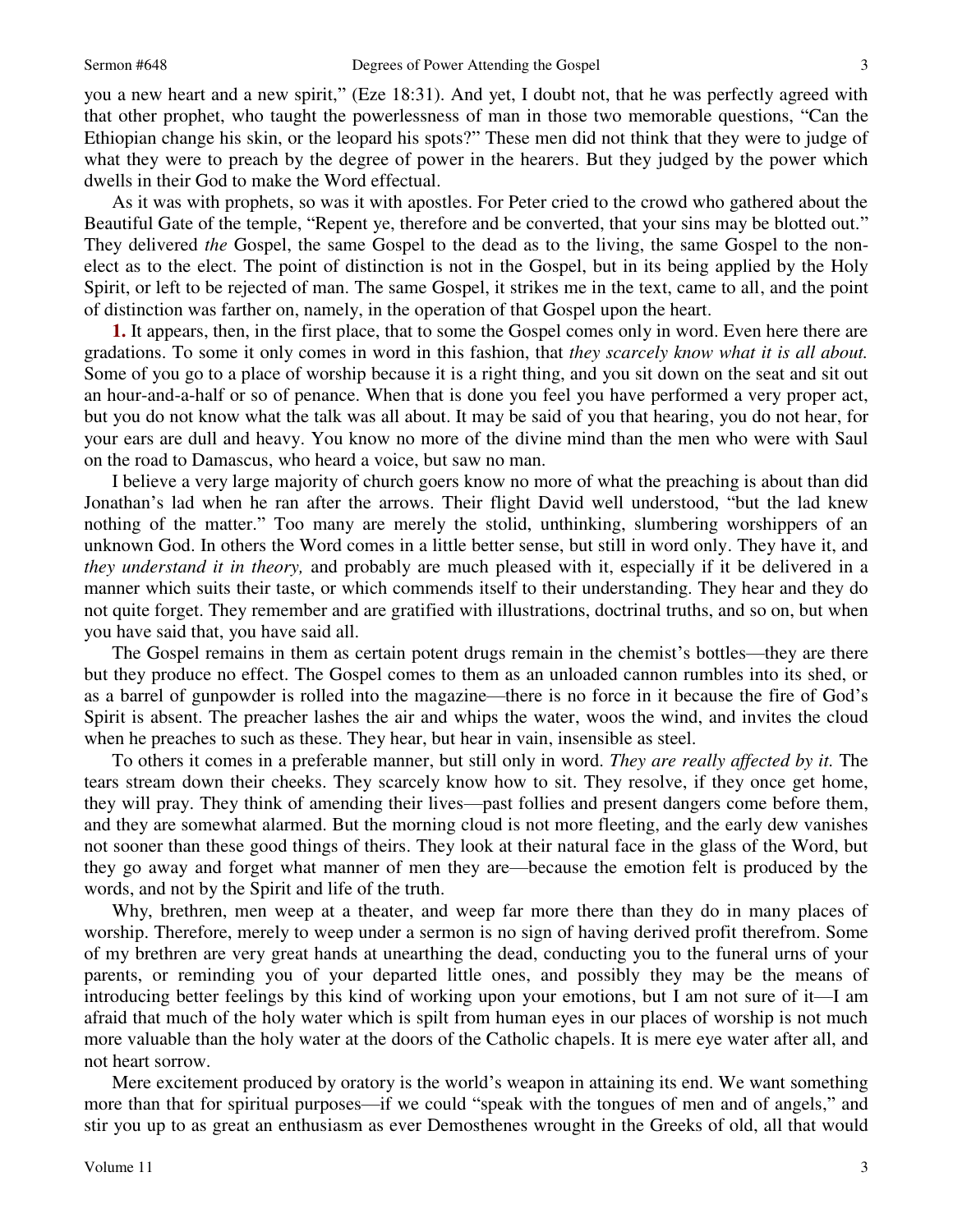you a new heart and a new spirit," (Eze 18:31). And yet, I doubt not, that he was perfectly agreed with that other prophet, who taught the powerlessness of man in those two memorable questions, "Can the Ethiopian change his skin, or the leopard his spots?" These men did not think that they were to judge of what they were to preach by the degree of power in the hearers. But they judged by the power which dwells in their God to make the Word effectual.

As it was with prophets, so was it with apostles. For Peter cried to the crowd who gathered about the Beautiful Gate of the temple, "Repent ye, therefore and be converted, that your sins may be blotted out." They delivered *the* Gospel, the same Gospel to the dead as to the living, the same Gospel to the non-elect as to the elect. The point of distinction is not in the Gospel, but in its being applied by the Holy Spirit, or left to be rejected of man. The same Gospel, it strikes me in the text, came to all, and the point of distinction was farther on, namely, in the operation of that Gospel upon the heart.

**1.** It appears, then, in the first place, that to some the Gospel comes only in word. Even here there are gradations. To some it only comes in word in this fashion, that *they scarcely know what it is all about.* Some of you go to a place of worship because it is a right thing, and you sit down on the seat and sit out an hour-and-a-half or so of penance. When that is done you feel you have performed a very proper act, but you do not know what the talk was all about. It may be said of you that hearing, you do not hear, for your ears are dull and heavy. You know no more of the divine mind than the men who were with Saul on the road to Damascus, who heard a voice, but saw no man.

I believe a very large majority of church goers know no more of what the preaching is about than did Jonathan's lad when he ran after the arrows. Their flight David well understood, "but the lad knew nothing of the matter." Too many are merely the stolid, unthinking, slumbering worshippers of an unknown God. In others the Word comes in a little better sense, but still in word only. They have it, and *they understand it in theory,* and probably are much pleased with it, especially if it be delivered in a manner which suits their taste, or which commends itself to their understanding. They hear and they do not quite forget. They remember and are gratified with illustrations, doctrinal truths, and so on, but when you have said that, you have said all.

The Gospel remains in them as certain potent drugs remain in the chemist's bottles—they are there but they produce no effect. The Gospel comes to them as an unloaded cannon rumbles into its shed, or as a barrel of gunpowder is rolled into the magazine—there is no force in it because the fire of God's Spirit is absent. The preacher lashes the air and whips the water, woos the wind, and invites the cloud when he preaches to such as these. They hear, but hear in vain, insensible as steel.

To others it comes in a preferable manner, but still only in word. *They are really affected by it.* The tears stream down their cheeks. They scarcely know how to sit. They resolve, if they once get home, they will pray. They think of amending their lives—past follies and present dangers come before them, and they are somewhat alarmed. But the morning cloud is not more fleeting, and the early dew vanishes not sooner than these good things of theirs. They look at their natural face in the glass of the Word, but they go away and forget what manner of men they are—because the emotion felt is produced by the words, and not by the Spirit and life of the truth.

Why, brethren, men weep at a theater, and weep far more there than they do in many places of worship. Therefore, merely to weep under a sermon is no sign of having derived profit therefrom. Some of my brethren are very great hands at unearthing the dead, conducting you to the funeral urns of your parents, or reminding you of your departed little ones, and possibly they may be the means of introducing better feelings by this kind of working upon your emotions, but I am not sure of it—I am afraid that much of the holy water which is spilt from human eyes in our places of worship is not much more valuable than the holy water at the doors of the Catholic chapels. It is mere eye water after all, and not heart sorrow.

Mere excitement produced by oratory is the world's weapon in attaining its end. We want something more than that for spiritual purposes—if we could "speak with the tongues of men and of angels," and stir you up to as great an enthusiasm as ever Demosthenes wrought in the Greeks of old, all that would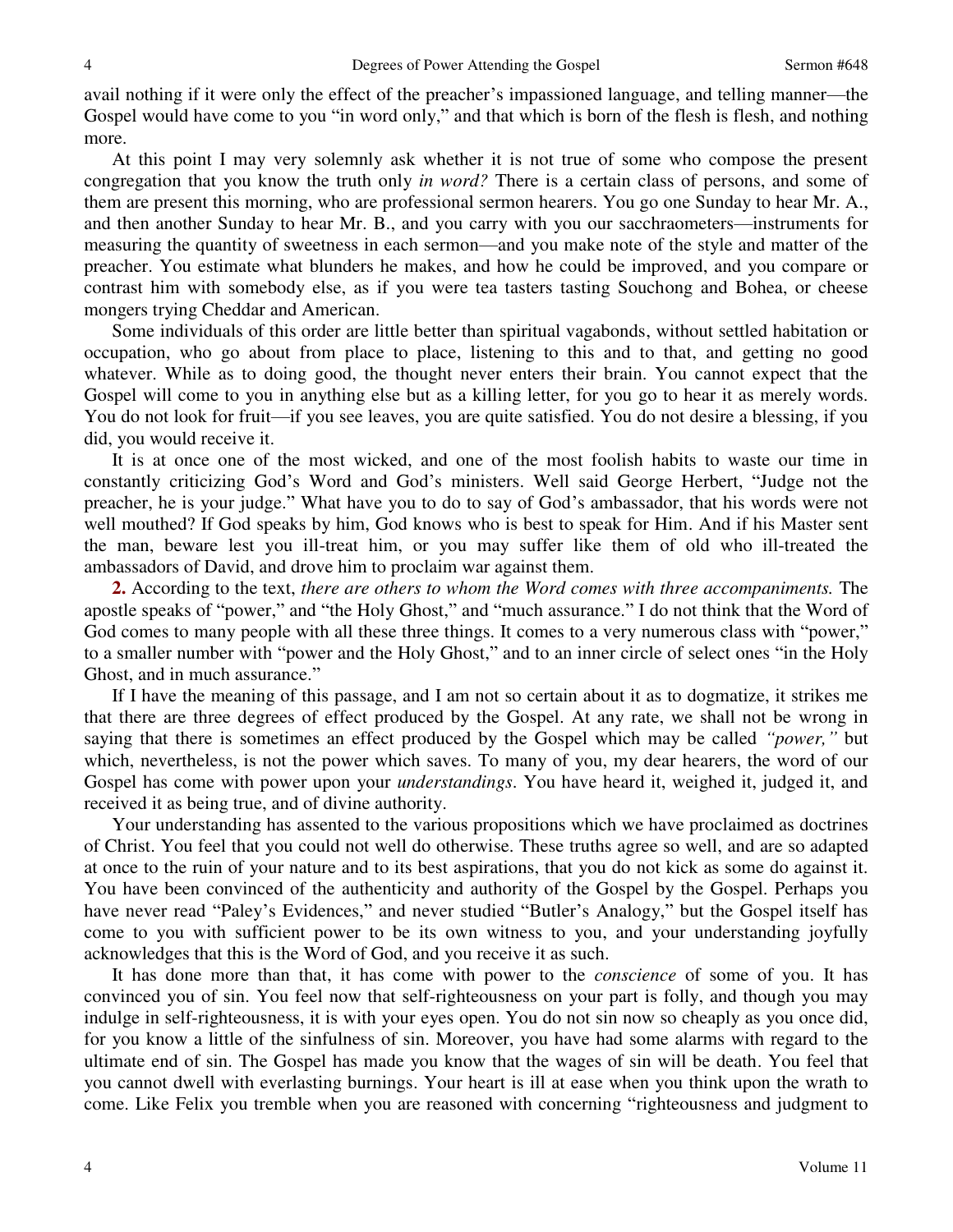avail nothing if it were only the effect of the preacher's impassioned language, and telling manner—the Gospel would have come to you "in word only," and that which is born of the flesh is flesh, and nothing more.

At this point I may very solemnly ask whether it is not true of some who compose the present congregation that you know the truth only *in word?* There is a certain class of persons, and some of them are present this morning, who are professional sermon hearers. You go one Sunday to hear Mr. A., and then another Sunday to hear Mr. B., and you carry with you our sacchraometers—instruments for measuring the quantity of sweetness in each sermon—and you make note of the style and matter of the preacher. You estimate what blunders he makes, and how he could be improved, and you compare or contrast him with somebody else, as if you were tea tasters tasting Souchong and Bohea, or cheese mongers trying Cheddar and American.

Some individuals of this order are little better than spiritual vagabonds, without settled habitation or occupation, who go about from place to place, listening to this and to that, and getting no good whatever. While as to doing good, the thought never enters their brain. You cannot expect that the Gospel will come to you in anything else but as a killing letter, for you go to hear it as merely words. You do not look for fruit—if you see leaves, you are quite satisfied. You do not desire a blessing, if you did, you would receive it.

It is at once one of the most wicked, and one of the most foolish habits to waste our time in constantly criticizing God's Word and God's ministers. Well said George Herbert, "Judge not the preacher, he is your judge." What have you to do to say of God's ambassador, that his words were not well mouthed? If God speaks by him, God knows who is best to speak for Him. And if his Master sent the man, beware lest you ill-treat him, or you may suffer like them of old who ill-treated the ambassadors of David, and drove him to proclaim war against them.

**2.** According to the text, *there are others to whom the Word comes with three accompaniments.* The apostle speaks of "power," and "the Holy Ghost," and "much assurance." I do not think that the Word of God comes to many people with all these three things. It comes to a very numerous class with "power," to a smaller number with "power and the Holy Ghost," and to an inner circle of select ones "in the Holy Ghost, and in much assurance."

If I have the meaning of this passage, and I am not so certain about it as to dogmatize, it strikes me that there are three degrees of effect produced by the Gospel. At any rate, we shall not be wrong in saying that there is sometimes an effect produced by the Gospel which may be called *"power,"* but which, nevertheless, is not the power which saves. To many of you, my dear hearers, the word of our Gospel has come with power upon your *understandings*. You have heard it, weighed it, judged it, and received it as being true, and of divine authority.

Your understanding has assented to the various propositions which we have proclaimed as doctrines of Christ. You feel that you could not well do otherwise. These truths agree so well, and are so adapted at once to the ruin of your nature and to its best aspirations, that you do not kick as some do against it. You have been convinced of the authenticity and authority of the Gospel by the Gospel. Perhaps you have never read "Paley's Evidences," and never studied "Butler's Analogy," but the Gospel itself has come to you with sufficient power to be its own witness to you, and your understanding joyfully acknowledges that this is the Word of God, and you receive it as such.

It has done more than that, it has come with power to the *conscience* of some of you. It has convinced you of sin. You feel now that self-righteousness on your part is folly, and though you may indulge in self-righteousness, it is with your eyes open. You do not sin now so cheaply as you once did, for you know a little of the sinfulness of sin. Moreover, you have had some alarms with regard to the ultimate end of sin. The Gospel has made you know that the wages of sin will be death. You feel that you cannot dwell with everlasting burnings. Your heart is ill at ease when you think upon the wrath to come. Like Felix you tremble when you are reasoned with concerning "righteousness and judgment to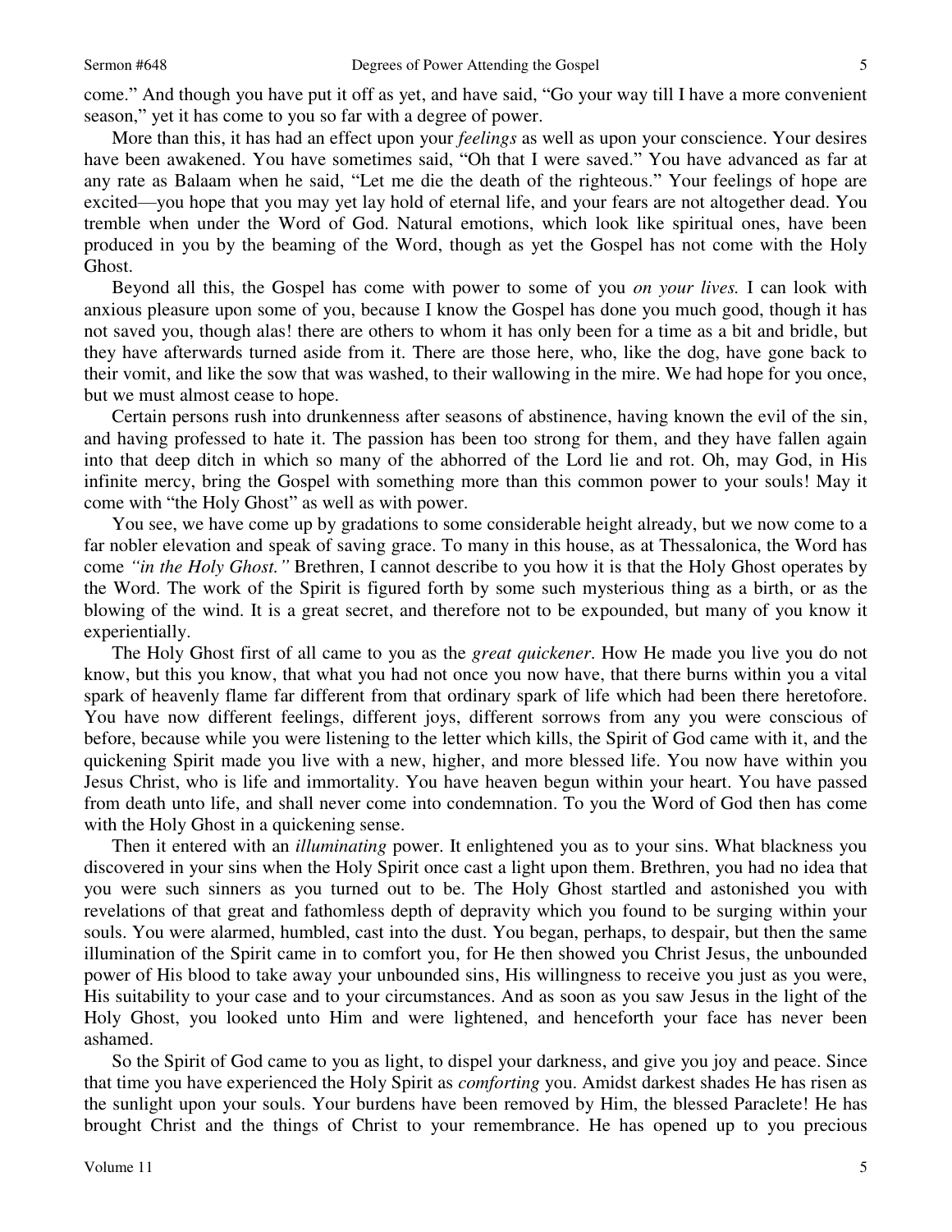come." And though you have put it off as yet, and have said, "Go your way till I have a more convenient season," yet it has come to you so far with a degree of power.

More than this, it has had an effect upon your *feelings* as well as upon your conscience. Your desires have been awakened. You have sometimes said, "Oh that I were saved." You have advanced as far at any rate as Balaam when he said, "Let me die the death of the righteous." Your feelings of hope are excited—you hope that you may yet lay hold of eternal life, and your fears are not altogether dead. You tremble when under the Word of God. Natural emotions, which look like spiritual ones, have been produced in you by the beaming of the Word, though as yet the Gospel has not come with the Holy Ghost.

Beyond all this, the Gospel has come with power to some of you *on your lives.* I can look with anxious pleasure upon some of you, because I know the Gospel has done you much good, though it has not saved you, though alas! there are others to whom it has only been for a time as a bit and bridle, but they have afterwards turned aside from it. There are those here, who, like the dog, have gone back to their vomit, and like the sow that was washed, to their wallowing in the mire. We had hope for you once, but we must almost cease to hope.

Certain persons rush into drunkenness after seasons of abstinence, having known the evil of the sin, and having professed to hate it. The passion has been too strong for them, and they have fallen again into that deep ditch in which so many of the abhorred of the Lord lie and rot. Oh, may God, in His infinite mercy, bring the Gospel with something more than this common power to your souls! May it come with "the Holy Ghost" as well as with power.

You see, we have come up by gradations to some considerable height already, but we now come to a far nobler elevation and speak of saving grace. To many in this house, as at Thessalonica, the Word has come *"in the Holy Ghost."* Brethren, I cannot describe to you how it is that the Holy Ghost operates by the Word. The work of the Spirit is figured forth by some such mysterious thing as a birth, or as the blowing of the wind. It is a great secret, and therefore not to be expounded, but many of you know it experientially.

The Holy Ghost first of all came to you as the *great quickener*. How He made you live you do not know, but this you know, that what you had not once you now have, that there burns within you a vital spark of heavenly flame far different from that ordinary spark of life which had been there heretofore. You have now different feelings, different joys, different sorrows from any you were conscious of before, because while you were listening to the letter which kills, the Spirit of God came with it, and the quickening Spirit made you live with a new, higher, and more blessed life. You now have within you Jesus Christ, who is life and immortality. You have heaven begun within your heart. You have passed from death unto life, and shall never come into condemnation. To you the Word of God then has come with the Holy Ghost in a quickening sense.

Then it entered with an *illuminating* power. It enlightened you as to your sins. What blackness you discovered in your sins when the Holy Spirit once cast a light upon them. Brethren, you had no idea that you were such sinners as you turned out to be. The Holy Ghost startled and astonished you with revelations of that great and fathomless depth of depravity which you found to be surging within your souls. You were alarmed, humbled, cast into the dust. You began, perhaps, to despair, but then the same illumination of the Spirit came in to comfort you, for He then showed you Christ Jesus, the unbounded power of His blood to take away your unbounded sins, His willingness to receive you just as you were, His suitability to your case and to your circumstances. And as soon as you saw Jesus in the light of the Holy Ghost, you looked unto Him and were lightened, and henceforth your face has never been ashamed.

So the Spirit of God came to you as light, to dispel your darkness, and give you joy and peace. Since that time you have experienced the Holy Spirit as *comforting* you. Amidst darkest shades He has risen as the sunlight upon your souls. Your burdens have been removed by Him, the blessed Paraclete! He has brought Christ and the things of Christ to your remembrance. He has opened up to you precious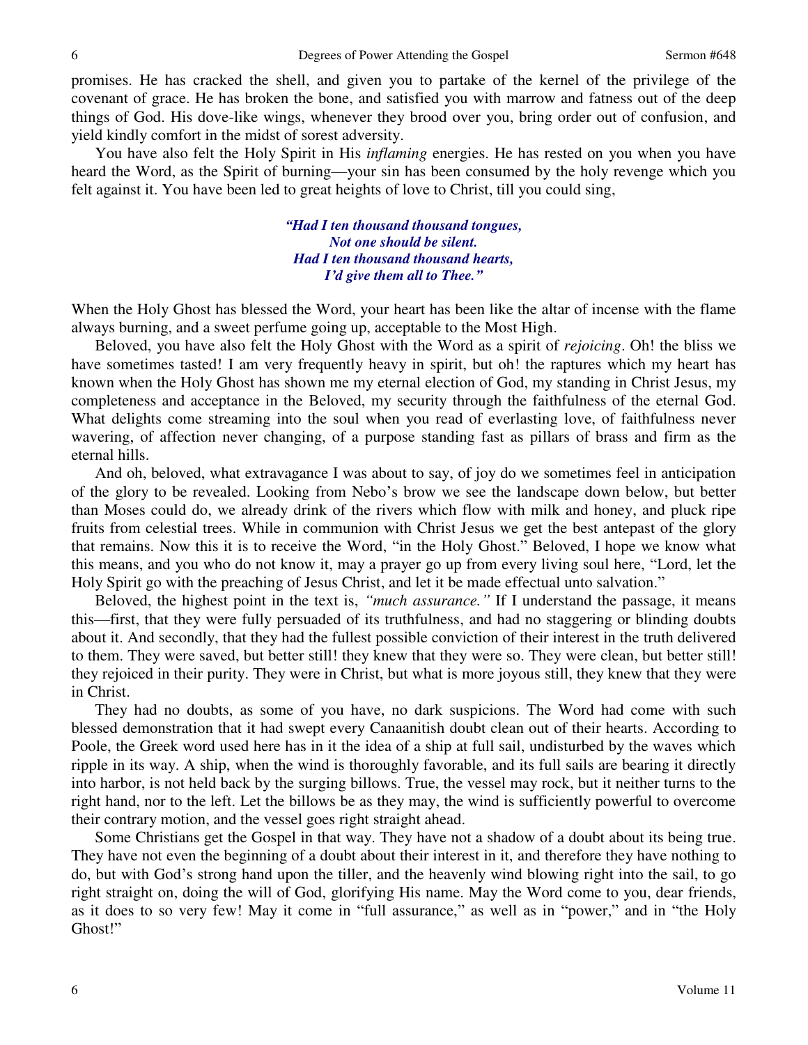promises. He has cracked the shell, and given you to partake of the kernel of the privilege of the covenant of grace. He has broken the bone, and satisfied you with marrow and fatness out of the deep things of God. His dove-like wings, whenever they brood over you, bring order out of confusion, and yield kindly comfort in the midst of sorest adversity.

You have also felt the Holy Spirit in His *inflaming* energies. He has rested on you when you have heard the Word, as the Spirit of burning—your sin has been consumed by the holy revenge which you felt against it. You have been led to great heights of love to Christ, till you could sing,

> ***"Had I ten thousand thousand tongues,***
> ***Not one should be silent.***
> ***Had I ten thousand thousand hearts,***
> ***I'd give them all to Thee."***

When the Holy Ghost has blessed the Word, your heart has been like the altar of incense with the flame always burning, and a sweet perfume going up, acceptable to the Most High.

Beloved, you have also felt the Holy Ghost with the Word as a spirit of *rejoicing*. Oh! the bliss we have sometimes tasted! I am very frequently heavy in spirit, but oh! the raptures which my heart has known when the Holy Ghost has shown me my eternal election of God, my standing in Christ Jesus, my completeness and acceptance in the Beloved, my security through the faithfulness of the eternal God. What delights come streaming into the soul when you read of everlasting love, of faithfulness never wavering, of affection never changing, of a purpose standing fast as pillars of brass and firm as the eternal hills.

And oh, beloved, what extravagance I was about to say, of joy do we sometimes feel in anticipation of the glory to be revealed. Looking from Nebo's brow we see the landscape down below, but better than Moses could do, we already drink of the rivers which flow with milk and honey, and pluck ripe fruits from celestial trees. While in communion with Christ Jesus we get the best antepast of the glory that remains. Now this it is to receive the Word, "in the Holy Ghost." Beloved, I hope we know what this means, and you who do not know it, may a prayer go up from every living soul here, "Lord, let the Holy Spirit go with the preaching of Jesus Christ, and let it be made effectual unto salvation."

Beloved, the highest point in the text is, *"much assurance."* If I understand the passage, it means this—first, that they were fully persuaded of its truthfulness, and had no staggering or blinding doubts about it. And secondly, that they had the fullest possible conviction of their interest in the truth delivered to them. They were saved, but better still! they knew that they were so. They were clean, but better still! they rejoiced in their purity. They were in Christ, but what is more joyous still, they knew that they were in Christ.

They had no doubts, as some of you have, no dark suspicions. The Word had come with such blessed demonstration that it had swept every Canaanitish doubt clean out of their hearts. According to Poole, the Greek word used here has in it the idea of a ship at full sail, undisturbed by the waves which ripple in its way. A ship, when the wind is thoroughly favorable, and its full sails are bearing it directly into harbor, is not held back by the surging billows. True, the vessel may rock, but it neither turns to the right hand, nor to the left. Let the billows be as they may, the wind is sufficiently powerful to overcome their contrary motion, and the vessel goes right straight ahead.

Some Christians get the Gospel in that way. They have not a shadow of a doubt about its being true. They have not even the beginning of a doubt about their interest in it, and therefore they have nothing to do, but with God's strong hand upon the tiller, and the heavenly wind blowing right into the sail, to go right straight on, doing the will of God, glorifying His name. May the Word come to you, dear friends, as it does to so very few! May it come in "full assurance," as well as in "power," and in "the Holy Ghost!"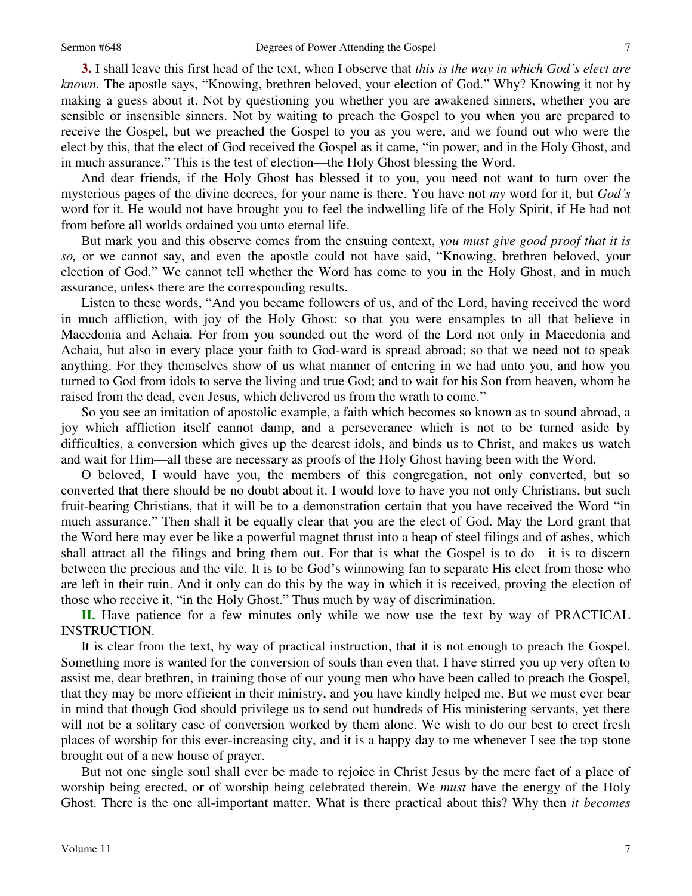**3.** I shall leave this first head of the text, when I observe that *this is the way in which God's elect are known.* The apostle says, "Knowing, brethren beloved, your election of God." Why? Knowing it not by making a guess about it. Not by questioning you whether you are awakened sinners, whether you are sensible or insensible sinners. Not by waiting to preach the Gospel to you when you are prepared to receive the Gospel, but we preached the Gospel to you as you were, and we found out who were the elect by this, that the elect of God received the Gospel as it came, "in power, and in the Holy Ghost, and in much assurance." This is the test of election—the Holy Ghost blessing the Word.

And dear friends, if the Holy Ghost has blessed it to you, you need not want to turn over the mysterious pages of the divine decrees, for your name is there. You have not *my* word for it, but *God's* word for it. He would not have brought you to feel the indwelling life of the Holy Spirit, if He had not from before all worlds ordained you unto eternal life.

But mark you and this observe comes from the ensuing context, *you must give good proof that it is so,* or we cannot say, and even the apostle could not have said, "Knowing, brethren beloved, your election of God." We cannot tell whether the Word has come to you in the Holy Ghost, and in much assurance, unless there are the corresponding results.

Listen to these words, "And you became followers of us, and of the Lord, having received the word in much affliction, with joy of the Holy Ghost: so that you were ensamples to all that believe in Macedonia and Achaia. For from you sounded out the word of the Lord not only in Macedonia and Achaia, but also in every place your faith to God-ward is spread abroad; so that we need not to speak anything. For they themselves show of us what manner of entering in we had unto you, and how you turned to God from idols to serve the living and true God; and to wait for his Son from heaven, whom he raised from the dead, even Jesus, which delivered us from the wrath to come."

So you see an imitation of apostolic example, a faith which becomes so known as to sound abroad, a joy which affliction itself cannot damp, and a perseverance which is not to be turned aside by difficulties, a conversion which gives up the dearest idols, and binds us to Christ, and makes us watch and wait for Him—all these are necessary as proofs of the Holy Ghost having been with the Word.

O beloved, I would have you, the members of this congregation, not only converted, but so converted that there should be no doubt about it. I would love to have you not only Christians, but such fruit-bearing Christians, that it will be to a demonstration certain that you have received the Word "in much assurance." Then shall it be equally clear that you are the elect of God. May the Lord grant that the Word here may ever be like a powerful magnet thrust into a heap of steel filings and of ashes, which shall attract all the filings and bring them out. For that is what the Gospel is to do—it is to discern between the precious and the vile. It is to be God's winnowing fan to separate His elect from those who are left in their ruin. And it only can do this by the way in which it is received, proving the election of those who receive it, "in the Holy Ghost." Thus much by way of discrimination.

**II.** Have patience for a few minutes only while we now use the text by way of PRACTICAL INSTRUCTION.

It is clear from the text, by way of practical instruction, that it is not enough to preach the Gospel. Something more is wanted for the conversion of souls than even that. I have stirred you up very often to assist me, dear brethren, in training those of our young men who have been called to preach the Gospel, that they may be more efficient in their ministry, and you have kindly helped me. But we must ever bear in mind that though God should privilege us to send out hundreds of His ministering servants, yet there will not be a solitary case of conversion worked by them alone. We wish to do our best to erect fresh places of worship for this ever-increasing city, and it is a happy day to me whenever I see the top stone brought out of a new house of prayer.

But not one single soul shall ever be made to rejoice in Christ Jesus by the mere fact of a place of worship being erected, or of worship being celebrated therein. We *must* have the energy of the Holy Ghost. There is the one all-important matter. What is there practical about this? Why then *it becomes*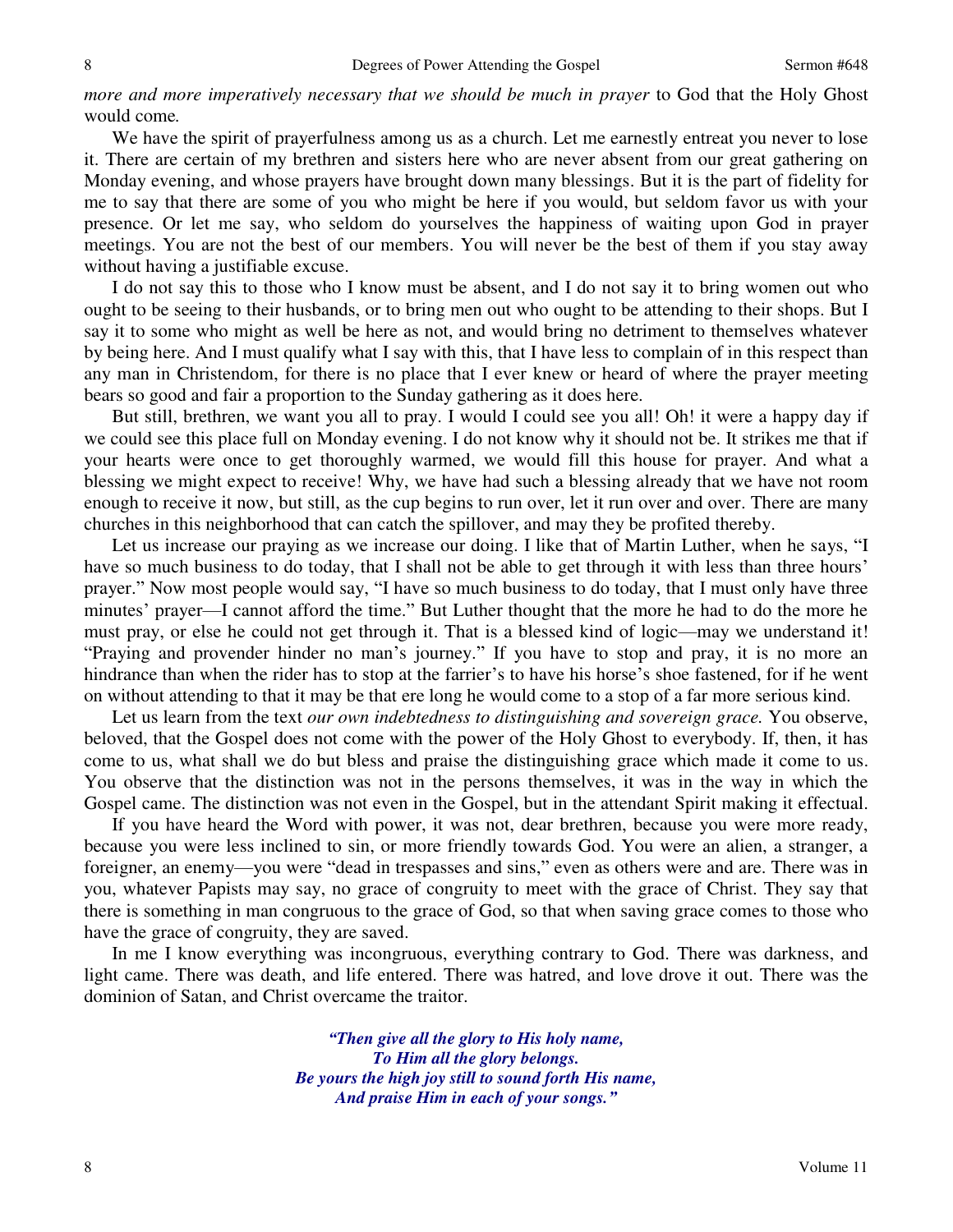*more and more imperatively necessary that we should be much in prayer* to God that the Holy Ghost would come*.*

We have the spirit of prayerfulness among us as a church. Let me earnestly entreat you never to lose it. There are certain of my brethren and sisters here who are never absent from our great gathering on Monday evening, and whose prayers have brought down many blessings. But it is the part of fidelity for me to say that there are some of you who might be here if you would, but seldom favor us with your presence. Or let me say, who seldom do yourselves the happiness of waiting upon God in prayer meetings. You are not the best of our members. You will never be the best of them if you stay away without having a justifiable excuse.

I do not say this to those who I know must be absent, and I do not say it to bring women out who ought to be seeing to their husbands, or to bring men out who ought to be attending to their shops. But I say it to some who might as well be here as not, and would bring no detriment to themselves whatever by being here. And I must qualify what I say with this, that I have less to complain of in this respect than any man in Christendom, for there is no place that I ever knew or heard of where the prayer meeting bears so good and fair a proportion to the Sunday gathering as it does here.

But still, brethren, we want you all to pray. I would I could see you all! Oh! it were a happy day if we could see this place full on Monday evening. I do not know why it should not be. It strikes me that if your hearts were once to get thoroughly warmed, we would fill this house for prayer. And what a blessing we might expect to receive! Why, we have had such a blessing already that we have not room enough to receive it now, but still, as the cup begins to run over, let it run over and over. There are many churches in this neighborhood that can catch the spillover, and may they be profited thereby.

Let us increase our praying as we increase our doing. I like that of Martin Luther, when he says, "I have so much business to do today, that I shall not be able to get through it with less than three hours' prayer." Now most people would say, "I have so much business to do today, that I must only have three minutes' prayer—I cannot afford the time." But Luther thought that the more he had to do the more he must pray, or else he could not get through it. That is a blessed kind of logic—may we understand it! "Praying and provender hinder no man's journey." If you have to stop and pray, it is no more an hindrance than when the rider has to stop at the farrier's to have his horse's shoe fastened, for if he went on without attending to that it may be that ere long he would come to a stop of a far more serious kind.

Let us learn from the text *our own indebtedness to distinguishing and sovereign grace.* You observe, beloved, that the Gospel does not come with the power of the Holy Ghost to everybody. If, then, it has come to us, what shall we do but bless and praise the distinguishing grace which made it come to us. You observe that the distinction was not in the persons themselves, it was in the way in which the Gospel came. The distinction was not even in the Gospel, but in the attendant Spirit making it effectual.

If you have heard the Word with power, it was not, dear brethren, because you were more ready, because you were less inclined to sin, or more friendly towards God. You were an alien, a stranger, a foreigner, an enemy—you were "dead in trespasses and sins," even as others were and are. There was in you, whatever Papists may say, no grace of congruity to meet with the grace of Christ. They say that there is something in man congruous to the grace of God, so that when saving grace comes to those who have the grace of congruity, they are saved.

In me I know everything was incongruous, everything contrary to God. There was darkness, and light came. There was death, and life entered. There was hatred, and love drove it out. There was the dominion of Satan, and Christ overcame the traitor.

> ***"Then give all the glory to His holy name,***
> ***To Him all the glory belongs.***
> ***Be yours the high joy still to sound forth His name,***
> ***And praise Him in each of your songs."***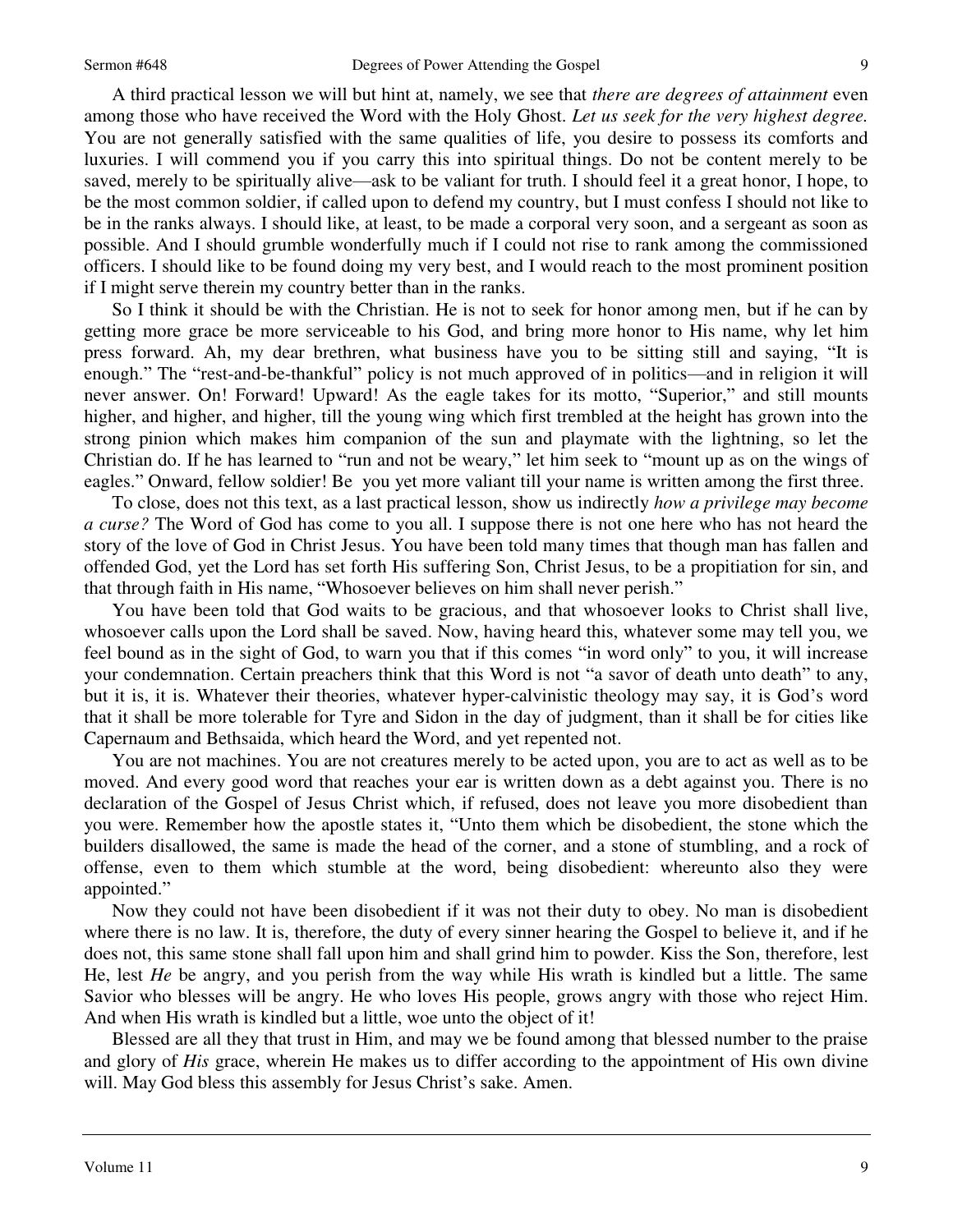A third practical lesson we will but hint at, namely, we see that *there are degrees of attainment* even among those who have received the Word with the Holy Ghost. *Let us seek for the very highest degree.* You are not generally satisfied with the same qualities of life, you desire to possess its comforts and luxuries. I will commend you if you carry this into spiritual things. Do not be content merely to be saved, merely to be spiritually alive—ask to be valiant for truth. I should feel it a great honor, I hope, to be the most common soldier, if called upon to defend my country, but I must confess I should not like to be in the ranks always. I should like, at least, to be made a corporal very soon, and a sergeant as soon as possible. And I should grumble wonderfully much if I could not rise to rank among the commissioned officers. I should like to be found doing my very best, and I would reach to the most prominent position if I might serve therein my country better than in the ranks.

So I think it should be with the Christian. He is not to seek for honor among men, but if he can by getting more grace be more serviceable to his God, and bring more honor to His name, why let him press forward. Ah, my dear brethren, what business have you to be sitting still and saying, "It is enough." The "rest-and-be-thankful" policy is not much approved of in politics—and in religion it will never answer. On! Forward! Upward! As the eagle takes for its motto, "Superior," and still mounts higher, and higher, and higher, till the young wing which first trembled at the height has grown into the strong pinion which makes him companion of the sun and playmate with the lightning, so let the Christian do. If he has learned to "run and not be weary," let him seek to "mount up as on the wings of eagles." Onward, fellow soldier! Be you yet more valiant till your name is written among the first three.

To close, does not this text, as a last practical lesson, show us indirectly *how a privilege may become a curse?* The Word of God has come to you all. I suppose there is not one here who has not heard the story of the love of God in Christ Jesus. You have been told many times that though man has fallen and offended God, yet the Lord has set forth His suffering Son, Christ Jesus, to be a propitiation for sin, and that through faith in His name, "Whosoever believes on him shall never perish."

You have been told that God waits to be gracious, and that whosoever looks to Christ shall live, whosoever calls upon the Lord shall be saved. Now, having heard this, whatever some may tell you, we feel bound as in the sight of God, to warn you that if this comes "in word only" to you, it will increase your condemnation. Certain preachers think that this Word is not "a savor of death unto death" to any, but it is, it is. Whatever their theories, whatever hyper-calvinistic theology may say, it is God's word that it shall be more tolerable for Tyre and Sidon in the day of judgment, than it shall be for cities like Capernaum and Bethsaida, which heard the Word, and yet repented not.

You are not machines. You are not creatures merely to be acted upon, you are to act as well as to be moved. And every good word that reaches your ear is written down as a debt against you. There is no declaration of the Gospel of Jesus Christ which, if refused, does not leave you more disobedient than you were. Remember how the apostle states it, "Unto them which be disobedient, the stone which the builders disallowed, the same is made the head of the corner, and a stone of stumbling, and a rock of offense, even to them which stumble at the word, being disobedient: whereunto also they were appointed."

Now they could not have been disobedient if it was not their duty to obey. No man is disobedient where there is no law. It is, therefore, the duty of every sinner hearing the Gospel to believe it, and if he does not, this same stone shall fall upon him and shall grind him to powder. Kiss the Son, therefore, lest He, lest *He* be angry, and you perish from the way while His wrath is kindled but a little. The same Savior who blesses will be angry. He who loves His people, grows angry with those who reject Him. And when His wrath is kindled but a little, woe unto the object of it!

Blessed are all they that trust in Him, and may we be found among that blessed number to the praise and glory of *His* grace, wherein He makes us to differ according to the appointment of His own divine will. May God bless this assembly for Jesus Christ's sake. Amen.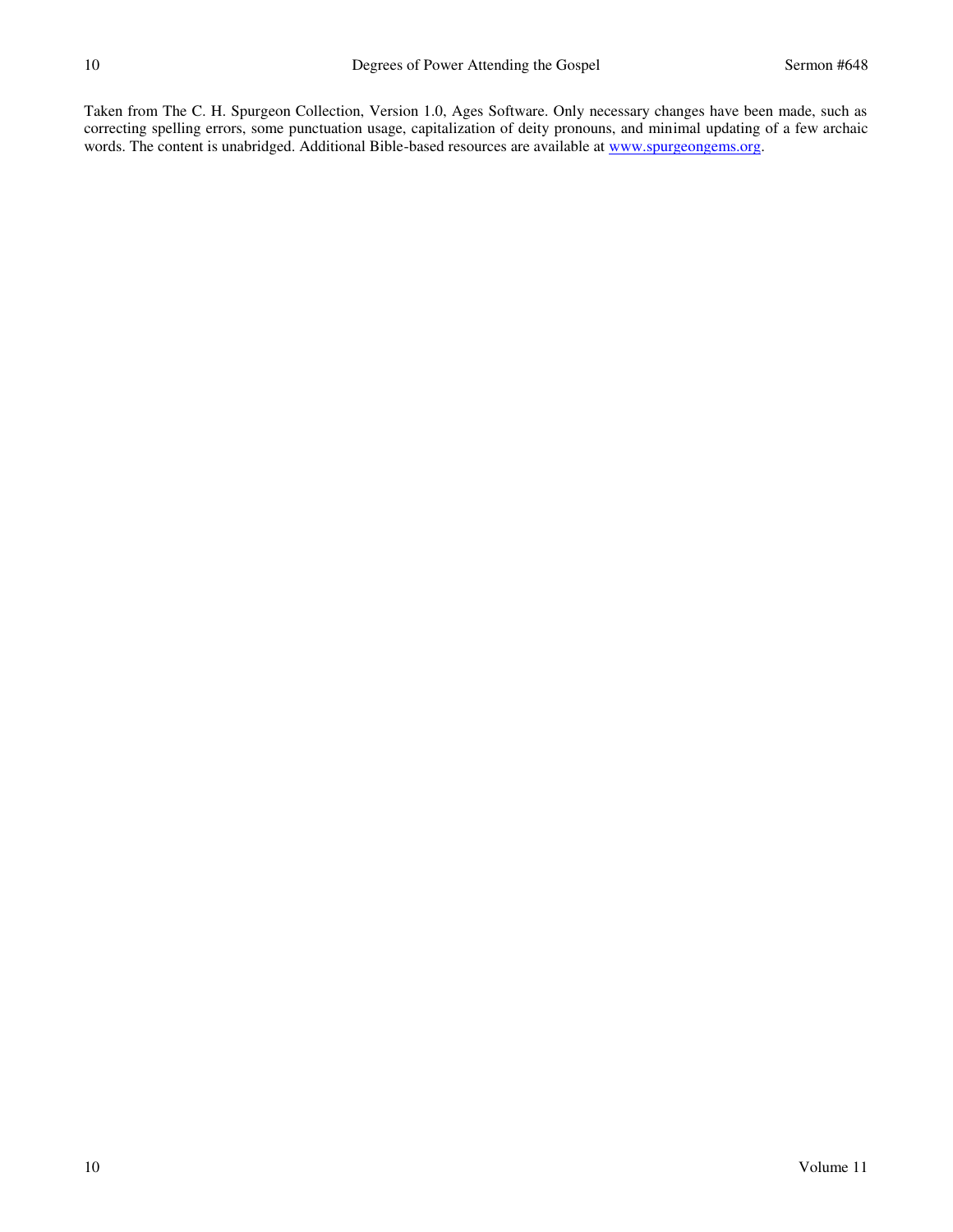Taken from The C. H. Spurgeon Collection, Version 1.0, Ages Software. Only necessary changes have been made, such as correcting spelling errors, some punctuation usage, capitalization of deity pronouns, and minimal updating of a few archaic words. The content is unabridged. Additional Bible-based resources are available at www.spurgeongems.org.